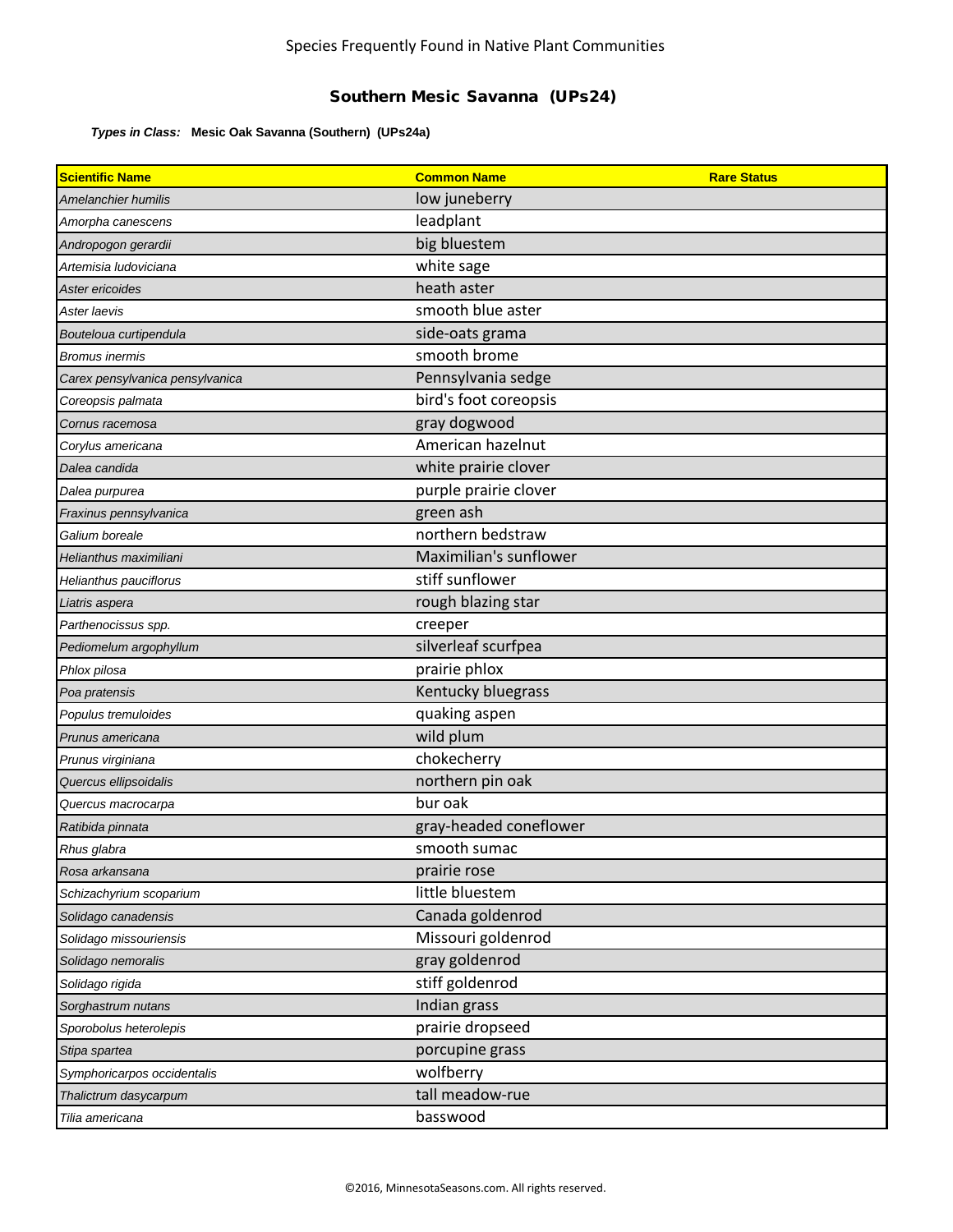Species Frequently Found in Native Plant Communities

# Southern Mesic Savanna (UPs24)

***Types in Class:*** **Mesic Oak Savanna (Southern) (UPs24a)**

| Scientific Name | Common Name | Rare Status |
|---|---|---|
| *Amelanchier humilis* | low juneberry | |
| *Amorpha canescens* | leadplant | |
| *Andropogon gerardii* | big bluestem | |
| *Artemisia ludoviciana* | white sage | |
| *Aster ericoides* | heath aster | |
| *Aster laevis* | smooth blue aster | |
| *Bouteloua curtipendula* | side-oats grama | |
| *Bromus inermis* | smooth brome | |
| *Carex pensylvanica pensylvanica* | Pennsylvania sedge | |
| *Coreopsis palmata* | bird's foot coreopsis | |
| *Cornus racemosa* | gray dogwood | |
| *Corylus americana* | American hazelnut | |
| *Dalea candida* | white prairie clover | |
| *Dalea purpurea* | purple prairie clover | |
| *Fraxinus pennsylvanica* | green ash | |
| *Galium boreale* | northern bedstraw | |
| *Helianthus maximiliani* | Maximilian's sunflower | |
| *Helianthus pauciflorus* | stiff sunflower | |
| *Liatris aspera* | rough blazing star | |
| *Parthenocissus spp.* | creeper | |
| *Pediomelum argophyllum* | silverleaf scurfpea | |
| *Phlox pilosa* | prairie phlox | |
| *Poa pratensis* | Kentucky bluegrass | |
| *Populus tremuloides* | quaking aspen | |
| *Prunus americana* | wild plum | |
| *Prunus virginiana* | chokecherry | |
| *Quercus ellipsoidalis* | northern pin oak | |
| *Quercus macrocarpa* | bur oak | |
| *Ratibida pinnata* | gray-headed coneflower | |
| *Rhus glabra* | smooth sumac | |
| *Rosa arkansana* | prairie rose | |
| *Schizachyrium scoparium* | little bluestem | |
| *Solidago canadensis* | Canada goldenrod | |
| *Solidago missouriensis* | Missouri goldenrod | |
| *Solidago nemoralis* | gray goldenrod | |
| *Solidago rigida* | stiff goldenrod | |
| *Sorghastrum nutans* | Indian grass | |
| *Sporobolus heterolepis* | prairie dropseed | |
| *Stipa spartea* | porcupine grass | |
| *Symphoricarpos occidentalis* | wolfberry | |
| *Thalictrum dasycarpum* | tall meadow-rue | |
| *Tilia americana* | basswood | |

©2016, MinnesotaSeasons.com. All rights reserved.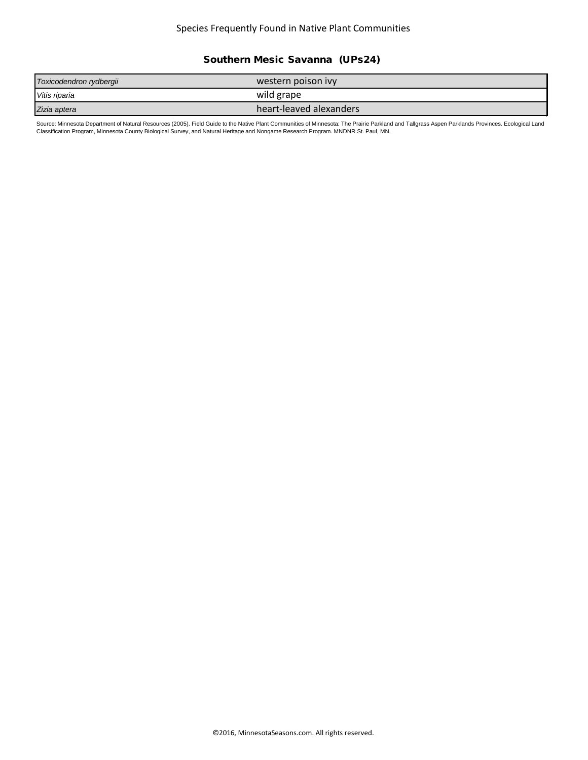## Southern Mesic Savanna (UPs24)

| | |
|---|---|
| *Toxicodendron rydbergii* | western poison ivy |
| *Vitis riparia* | wild grape |
| *Zizia aptera* | heart-leaved alexanders |

Source: Minnesota Department of Natural Resources (2005). Field Guide to the Native Plant Communities of Minnesota: The Prairie Parkland and Tallgrass Aspen Parklands Provinces. Ecological Land Classification Program, Minnesota County Biological Survey, and Natural Heritage and Nongame Research Program. MNDNR St. Paul, MN.